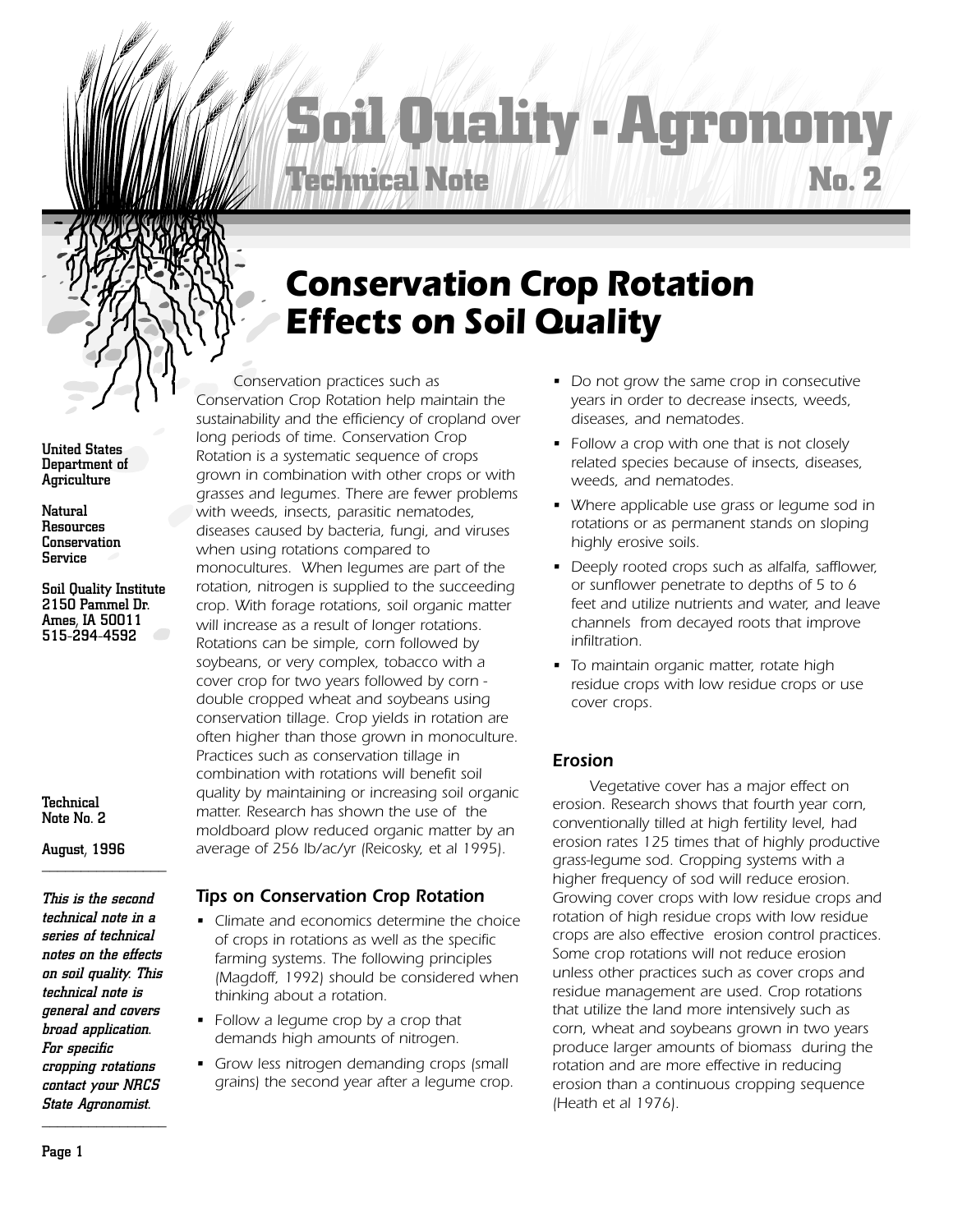# Soil Quality - Agronomy

## Technical Note No. 2

# Conservation Crop Rotation Effects on Soil Quality

**United States Department of Agriculture**

**Natural Resources Conservation Service**

**Soil Quality Institute**
**2150 Pammel Dr.**
**Ames, IA 50011**
**515-294-4592**

**Technical Note No. 2**

**August, 1996**

***This is the second technical note in a series of technical notes on the effects on soil quality. This technical note is general and covers broad application. For specific cropping rotations contact your NRCS State Agronomist.***

*Conservation practices such as Conservation Crop Rotation help maintain the sustainability and the efficiency of cropland over long periods of time. Conservation Crop Rotation is a systematic sequence of crops grown in combination with other crops or with grasses and legumes. There are fewer problems with weeds, insects, parasitic nematodes, diseases caused by bacteria, fungi, and viruses when using rotations compared to monocultures. When legumes are part of the rotation, nitrogen is supplied to the succeeding crop. With forage rotations, soil organic matter will increase as a result of longer rotations. Rotations can be simple, corn followed by soybeans, or very complex, tobacco with a cover crop for two years followed by corn - double cropped wheat and soybeans using conservation tillage. Crop yields in rotation are often higher than those grown in monoculture. Practices such as conservation tillage in combination with rotations will benefit soil quality by maintaining or increasing soil organic matter. Research has shown the use of the moldboard plow reduced organic matter by an average of 256 lb/ac/yr (Reicosky, et al 1995).*

### Tips on Conservation Crop Rotation

- *Climate and economics determine the choice of crops in rotations as well as the specific farming systems. The following principles (Magdoff, 1992) should be considered when thinking about a rotation.*
- *Follow a legume crop by a crop that demands high amounts of nitrogen.*
- *Grow less nitrogen demanding crops (small grains) the second year after a legume crop.*
- *Do not grow the same crop in consecutive years in order to decrease insects, weeds, diseases, and nematodes.*
- *Follow a crop with one that is not closely related species because of insects, diseases, weeds, and nematodes.*
- *Where applicable use grass or legume sod in rotations or as permanent stands on sloping highly erosive soils.*
- *Deeply rooted crops such as alfalfa, safflower, or sunflower penetrate to depths of 5 to 6 feet and utilize nutrients and water, and leave channels from decayed roots that improve infiltration.*
- *To maintain organic matter, rotate high residue crops with low residue crops or use cover crops.*

### Erosion

*Vegetative cover has a major effect on erosion. Research shows that fourth year corn, conventionally tilled at high fertility level, had erosion rates 125 times that of highly productive grass-legume sod. Cropping systems with a higher frequency of sod will reduce erosion. Growing cover crops with low residue crops and rotation of high residue crops with low residue crops are also effective erosion control practices. Some crop rotations will not reduce erosion unless other practices such as cover crops and residue management are used. Crop rotations that utilize the land more intensively such as corn, wheat and soybeans grown in two years produce larger amounts of biomass during the rotation and are more effective in reducing erosion than a continuous cropping sequence (Heath et al 1976).*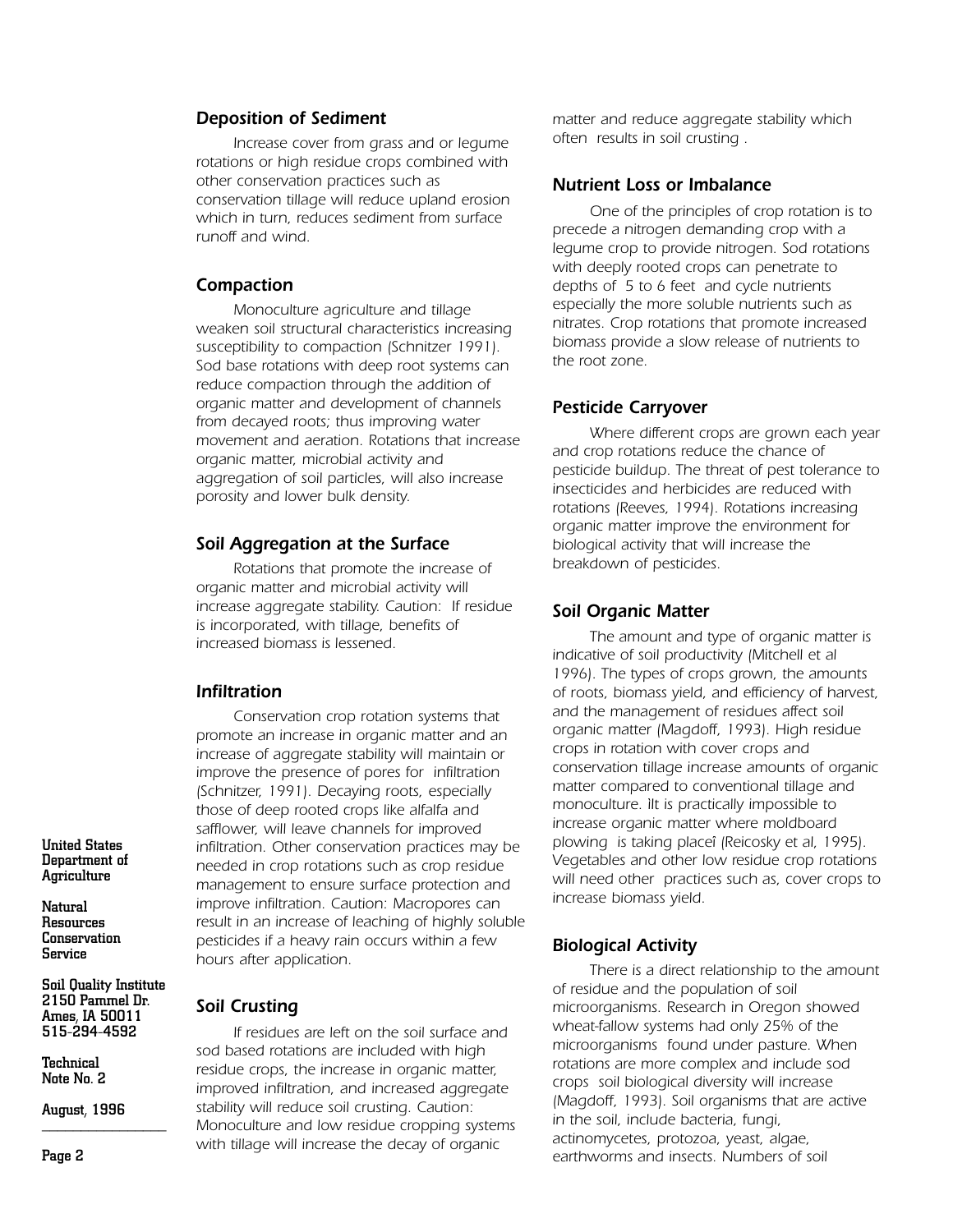### Deposition of Sediment

Increase cover from grass and or legume rotations or high residue crops combined with other conservation practices such as conservation tillage will reduce upland erosion which in turn, reduces sediment from surface runoff and wind.

### Compaction

Monoculture agriculture and tillage weaken soil structural characteristics increasing susceptibility to compaction (Schnitzer 1991). Sod base rotations with deep root systems can reduce compaction through the addition of organic matter and development of channels from decayed roots; thus improving water movement and aeration. Rotations that increase organic matter, microbial activity and aggregation of soil particles, will also increase porosity and lower bulk density.

### Soil Aggregation at the Surface

Rotations that promote the increase of organic matter and microbial activity will increase aggregate stability. Caution: If residue is incorporated, with tillage, benefits of increased biomass is lessened.

### Infiltration

Conservation crop rotation systems that promote an increase in organic matter and an increase of aggregate stability will maintain or improve the presence of pores for infiltration (Schnitzer, 1991). Decaying roots, especially those of deep rooted crops like alfalfa and safflower, will leave channels for improved infiltration. Other conservation practices may be needed in crop rotations such as crop residue management to ensure surface protection and improve infiltration. Caution: Macropores can result in an increase of leaching of highly soluble pesticides if a heavy rain occurs within a few hours after application.

### Soil Crusting

If residues are left on the soil surface and sod based rotations are included with high residue crops, the increase in organic matter, improved infiltration, and increased aggregate stability will reduce soil crusting. Caution: Monoculture and low residue cropping systems with tillage will increase the decay of organic matter and reduce aggregate stability which often results in soil crusting .

### Nutrient Loss or Imbalance

One of the principles of crop rotation is to precede a nitrogen demanding crop with a legume crop to provide nitrogen. Sod rotations with deeply rooted crops can penetrate to depths of 5 to 6 feet and cycle nutrients especially the more soluble nutrients such as nitrates. Crop rotations that promote increased biomass provide a slow release of nutrients to the root zone.

### Pesticide Carryover

Where different crops are grown each year and crop rotations reduce the chance of pesticide buildup. The threat of pest tolerance to insecticides and herbicides are reduced with rotations (Reeves, 1994). Rotations increasing organic matter improve the environment for biological activity that will increase the breakdown of pesticides.

### Soil Organic Matter

The amount and type of organic matter is indicative of soil productivity (Mitchell et al 1996). The types of crops grown, the amounts of roots, biomass yield, and efficiency of harvest, and the management of residues affect soil organic matter (Magdoff, 1993). High residue crops in rotation with cover crops and conservation tillage increase amounts of organic matter compared to conventional tillage and monoculture. ìIt is practically impossible to increase organic matter where moldboard plowing is taking placeî (Reicosky et al, 1995). Vegetables and other low residue crop rotations will need other practices such as, cover crops to increase biomass yield.

### Biological Activity

There is a direct relationship to the amount of residue and the population of soil microorganisms. Research in Oregon showed wheat-fallow systems had only 25% of the microorganisms found under pasture. When rotations are more complex and include sod crops soil biological diversity will increase (Magdoff, 1993). Soil organisms that are active in the soil, include bacteria, fungi, actinomycetes, protozoa, yeast, algae, earthworms and insects. Numbers of soil

**United States Department of Agriculture**

**Natural Resources Conservation Service**

**Soil Quality Institute**
**2150 Pammel Dr.**
**Ames, IA 50011**
**515-294-4592**

**Technical Note No. 2**

**August, 1996**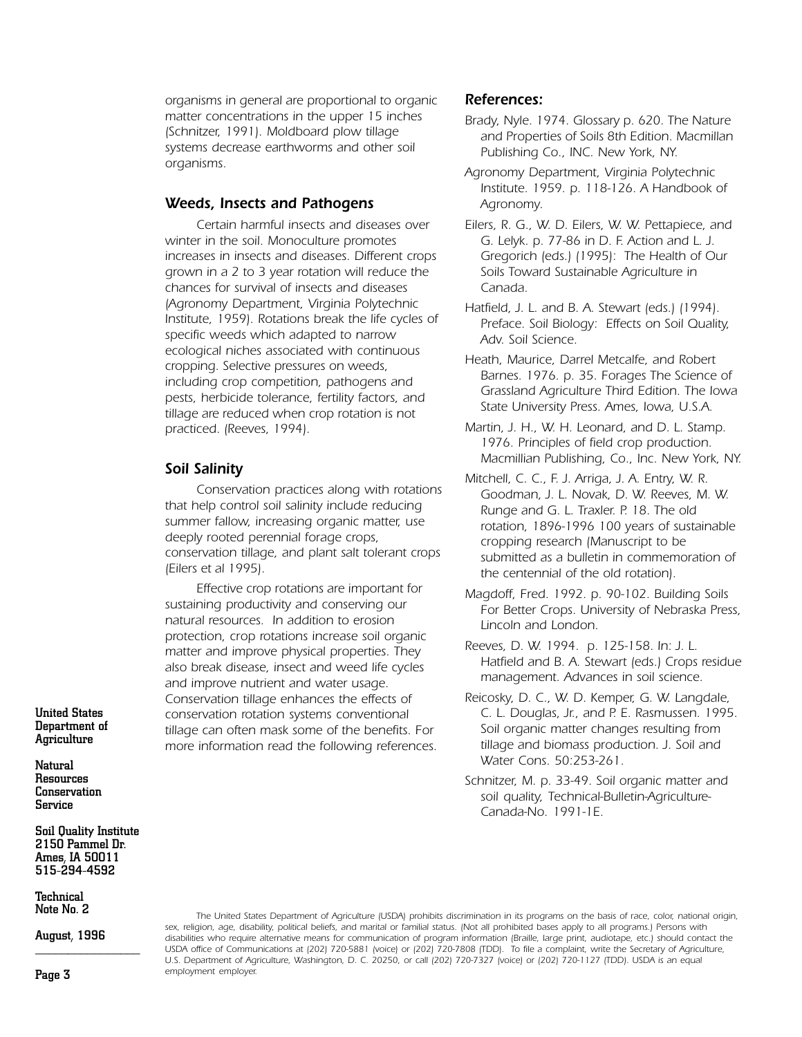organisms in general are proportional to organic matter concentrations in the upper 15 inches (Schnitzer, 1991). Moldboard plow tillage systems decrease earthworms and other soil organisms.

### Weeds, Insects and Pathogens

Certain harmful insects and diseases over winter in the soil. Monoculture promotes increases in insects and diseases. Different crops grown in a 2 to 3 year rotation will reduce the chances for survival of insects and diseases (Agronomy Department, Virginia Polytechnic Institute, 1959). Rotations break the life cycles of specific weeds which adapted to narrow ecological niches associated with continuous cropping. Selective pressures on weeds, including crop competition, pathogens and pests, herbicide tolerance, fertility factors, and tillage are reduced when crop rotation is not practiced. (Reeves, 1994).

### Soil Salinity

Conservation practices along with rotations that help control soil salinity include reducing summer fallow, increasing organic matter, use deeply rooted perennial forage crops, conservation tillage, and plant salt tolerant crops (Eilers et al 1995).

Effective crop rotations are important for sustaining productivity and conserving our natural resources. In addition to erosion protection, crop rotations increase soil organic matter and improve physical properties. They also break disease, insect and weed life cycles and improve nutrient and water usage. Conservation tillage enhances the effects of conservation rotation systems conventional tillage can often mask some of the benefits. For more information read the following references.

### References:

Brady, Nyle. 1974. Glossary p. 620. The Nature and Properties of Soils 8th Edition. Macmillan Publishing Co., INC. New York, NY.

Agronomy Department, Virginia Polytechnic Institute. 1959. p. 118-126. A Handbook of Agronomy.

Eilers, R. G., W. D. Eilers, W. W. Pettapiece, and G. Lelyk. p. 77-86 in D. F. Action and L. J. Gregorich (eds.) (1995): The Health of Our Soils Toward Sustainable Agriculture in Canada.

Hatfield, J. L. and B. A. Stewart (eds.) (1994). Preface. Soil Biology: Effects on Soil Quality, Adv. Soil Science.

Heath, Maurice, Darrel Metcalfe, and Robert Barnes. 1976. p. 35. Forages The Science of Grassland Agriculture Third Edition. The Iowa State University Press. Ames, Iowa, U.S.A.

Martin, J. H., W. H. Leonard, and D. L. Stamp. 1976. Principles of field crop production. Macmillian Publishing, Co., Inc. New York, NY.

Mitchell, C. C., F. J. Arriga, J. A. Entry, W. R. Goodman, J. L. Novak, D. W. Reeves, M. W. Runge and G. L. Traxler. P. 18. The old rotation, 1896-1996 100 years of sustainable cropping research (Manuscript to be submitted as a bulletin in commemoration of the centennial of the old rotation).

Magdoff, Fred. 1992. p. 90-102. Building Soils For Better Crops. University of Nebraska Press, Lincoln and London.

Reeves, D. W. 1994. p. 125-158. In: J. L. Hatfield and B. A. Stewart (eds.) Crops residue management. Advances in soil science.

Reicosky, D. C., W. D. Kemper, G. W. Langdale, C. L. Douglas, Jr., and P. E. Rasmussen. 1995. Soil organic matter changes resulting from tillage and biomass production. J. Soil and Water Cons. 50:253-261.

Schnitzer, M. p. 33-49. Soil organic matter and soil quality, Technical-Bulletin-Agriculture-Canada-No. 1991-1E.

**United States Department of Agriculture**

**Natural Resources Conservation Service**

**Soil Quality Institute**
**2150 Pammel Dr.**
**Ames, IA 50011**
**515-294-4592**

**Technical Note No. 2**

**August, 1996**

The United States Department of Agriculture (USDA) prohibits discrimination in its programs on the basis of race, color, national origin, sex, religion, age, disability, political beliefs, and marital or familial status. (Not all prohibited bases apply to all programs.) Persons with disabilities who require alternative means for communication of program information (Braille, large print, audiotape, etc.) should contact the USDA office of Communications at (202) 720-5881 (voice) or (202) 720-7808 (TDD). To file a complaint, write the Secretary of Agriculture, U.S. Department of Agriculture, Washington, D. C. 20250, or call (202) 720-7327 (voice) or (202) 720-1127 (TDD). USDA is an equal employment employer.